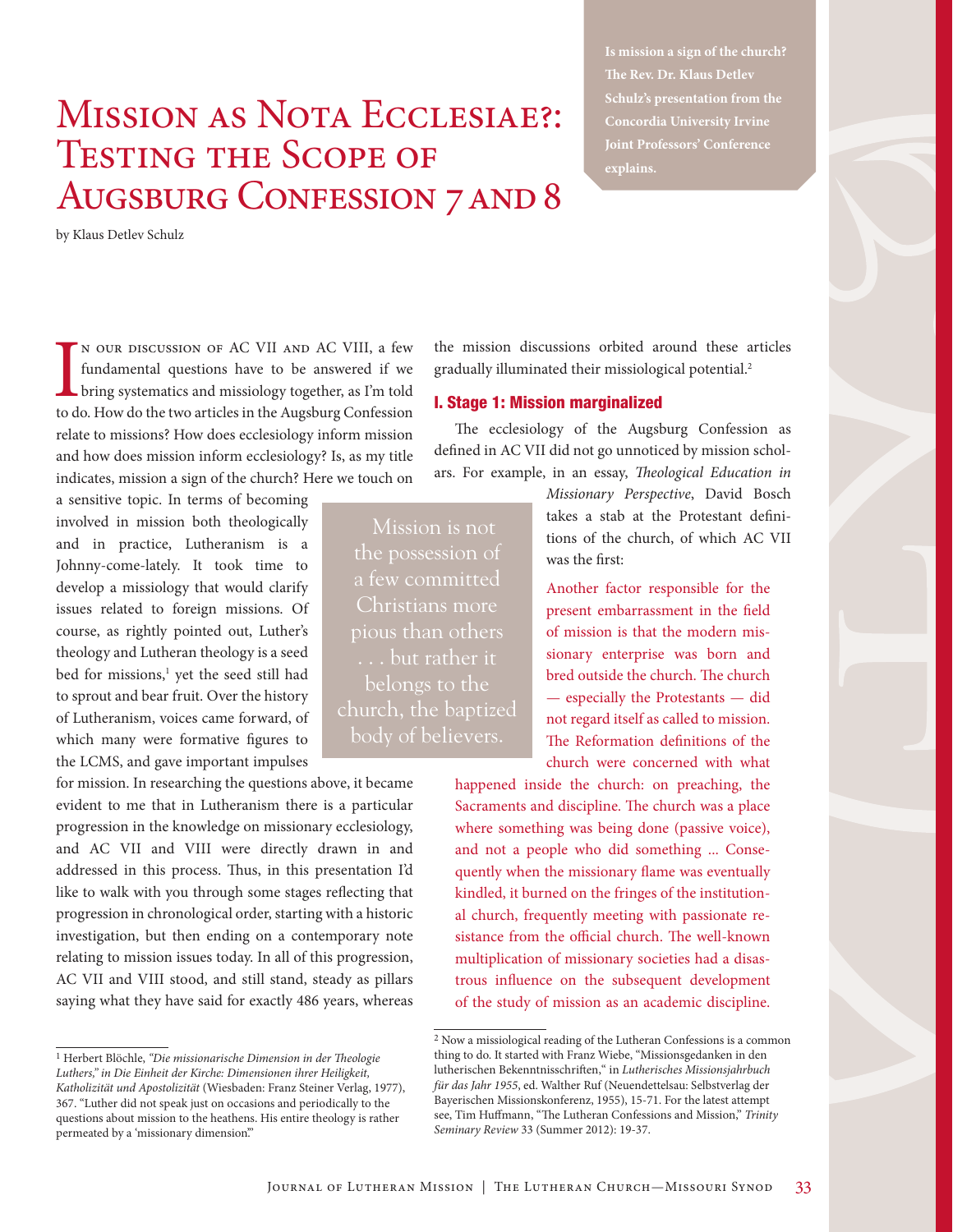# Mission as Nota Ecclesiae?: Testing the Scope of Augsburg Confession 7 and 8

by Klaus Detlev Schulz

**Is mission a sign of the church? The Rev. Dr. Klaus Detlev Schulz's presentation from the Concordia University Irvine Joint Professors' Conference explains.**

In our discussion of AC VII and AC VIII, a few fundamental questions have to be answered if we bring systematics and missiology together, as I'm told to do. How do the two articles in the Augsburg Confession relate to missions? How does ecclesiology inform mission and how does mission inform ecclesiology? Is, as my title indicates, mission a sign of the church? Here we touch on a sensitive topic. In terms of becoming involved in mission both theologically and in practice, Lutheranism is a Johnny-come-lately. It took time to develop a missiology that would clarify issues related to foreign missions. Of course, as rightly pointed out, Luther's theology and Lutheran theology is a seed bed for missions,[1] yet the seed still had to sprout and bear fruit. Over the history of Lutheranism, voices came forward, of which many were formative figures to the LCMS, and gave important impulses for mission. In researching the questions above, it became evident to me that in Lutheranism there is a particular progression in the knowledge on missionary ecclesiology, and AC VII and VIII were directly drawn in and addressed in this process. Thus, in this presentation I'd like to walk with you through some stages reflecting that progression in chronological order, starting with a historic investigation, but then ending on a contemporary note relating to mission issues today. In all of this progression, AC VII and VIII stood, and still stand, steady as pillars saying what they have said for exactly 486 years, whereas the mission discussions orbited around these articles gradually illuminated their missiological potential.[2]

> Mission is not the possession of a few committed Christians more pious than others . . . but rather it belongs to the church, the baptized body of believers.

## I. Stage 1: Mission marginalized

The ecclesiology of the Augsburg Confession as defined in AC VII did not go unnoticed by mission scholars. For example, in an essay, *Theological Education in Missionary Perspective*, David Bosch takes a stab at the Protestant definitions of the church, of which AC VII was the first:

> Another factor responsible for the present embarrassment in the field of mission is that the modern missionary enterprise was born and bred outside the church. The church — especially the Protestants — did not regard itself as called to mission. The Reformation definitions of the church were concerned with what happened inside the church: on preaching, the Sacraments and discipline. The church was a place where something was being done (passive voice), and not a people who did something ... Consequently when the missionary flame was eventually kindled, it burned on the fringes of the institutional church, frequently meeting with passionate resistance from the official church. The well-known multiplication of missionary societies had a disastrous influence on the subsequent development of the study of mission as an academic discipline.

---

[1] Herbert Blöchle, *"Die missionarische Dimension in der Theologie Luthers," in Die Einheit der Kirche: Dimensionen ihrer Heiligkeit, Katholizität und Apostolizität* (Wiesbaden: Franz Steiner Verlag, 1977), 367. "Luther did not speak just on occasions and periodically to the questions about mission to the heathens. His entire theology is rather permeated by a 'missionary dimension.'"

[2] Now a missiological reading of the Lutheran Confessions is a common thing to do. It started with Franz Wiebe, "Missionsgedanken in den lutherischen Bekenntnisschriften," in *Lutherisches Missionsjahrbuch für das Jahr 1955*, ed. Walther Ruf (Neuendettelsau: Selbstverlag der Bayerischen Missionskonferenz, 1955), 15-71. For the latest attempt see, Tim Huffmann, "The Lutheran Confessions and Mission," *Trinity Seminary Review* 33 (Summer 2012): 19-37.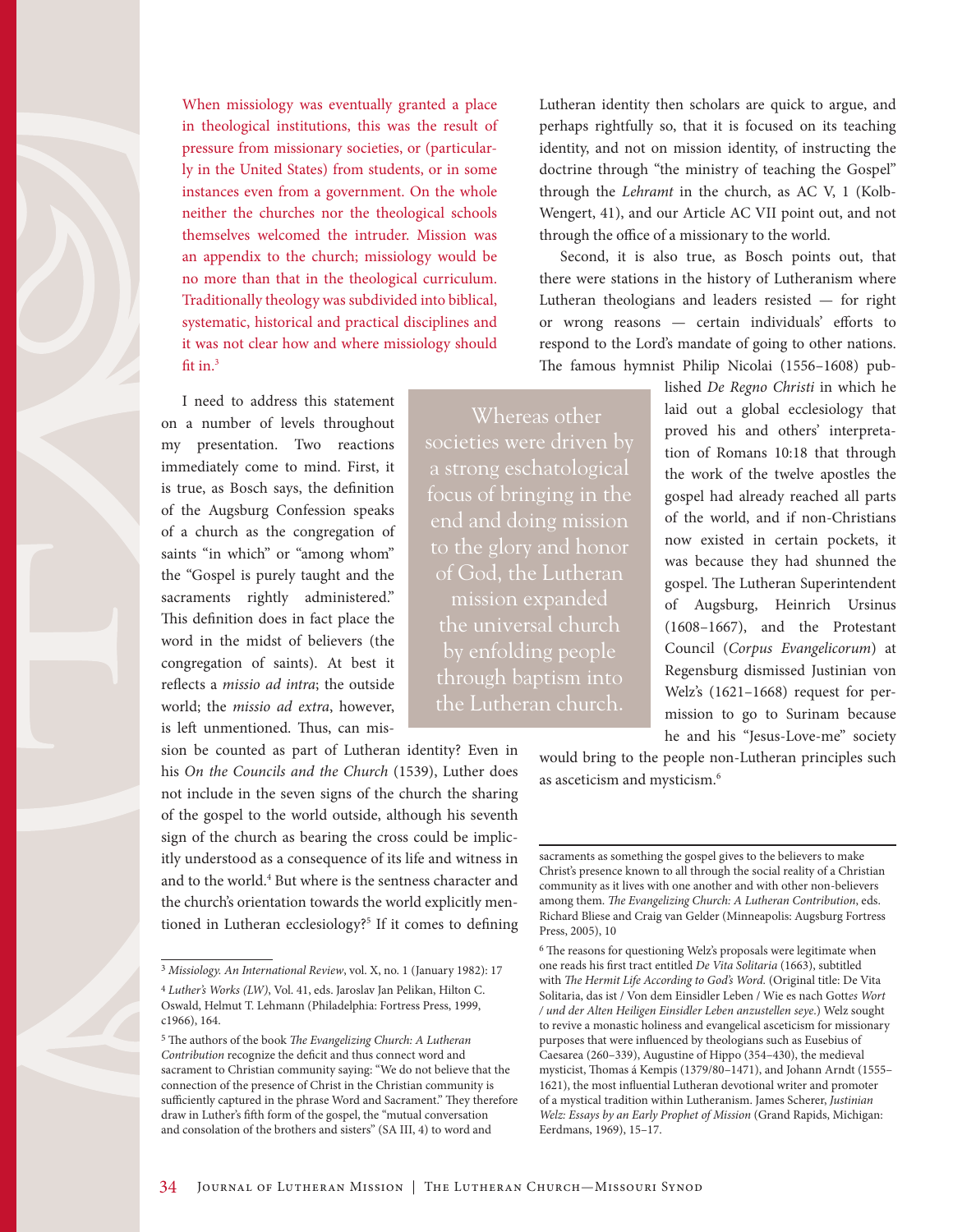When missiology was eventually granted a place in theological institutions, this was the result of pressure from missionary societies, or (particularly in the United States) from students, or in some instances even from a government. On the whole neither the churches nor the theological schools themselves welcomed the intruder. Mission was an appendix to the church; missiology would be no more than that in the theological curriculum. Traditionally theology was subdivided into biblical, systematic, historical and practical disciplines and it was not clear how and where missiology should fit in.[3]

I need to address this statement on a number of levels throughout my presentation. Two reactions immediately come to mind. First, it is true, as Bosch says, the definition of the Augsburg Confession speaks of a church as the congregation of saints "in which" or "among whom" the "Gospel is purely taught and the sacraments rightly administered." This definition does in fact place the word in the midst of believers (the congregation of saints). At best it reflects a *missio ad intra*; the outside world; the *missio ad extra*, however, is left unmentioned. Thus, can mission be counted as part of Lutheran identity? Even in his *On the Councils and the Church* (1539), Luther does not include in the seven signs of the church the sharing of the gospel to the world outside, although his seventh sign of the church as bearing the cross could be implicitly understood as a consequence of its life and witness in and to the world.[4] But where is the sentness character and the church's orientation towards the world explicitly mentioned in Lutheran ecclesiology?[5] If it comes to defining Lutheran identity then scholars are quick to argue, and perhaps rightfully so, that it is focused on its teaching identity, and not on mission identity, of instructing the doctrine through "the ministry of teaching the Gospel" through the *Lehramt* in the church, as AC V, 1 (Kolb-Wengert, 41), and our Article AC VII point out, and not through the office of a missionary to the world.

> Whereas other societies were driven by a strong eschatological focus of bringing in the end and doing mission to the glory and honor of God, the Lutheran mission expanded the universal church by enfolding people through baptism into the Lutheran church.

Second, it is also true, as Bosch points out, that there were stations in the history of Lutheranism where Lutheran theologians and leaders resisted — for right or wrong reasons — certain individuals' efforts to respond to the Lord's mandate of going to other nations. The famous hymnist Philip Nicolai (1556–1608) published *De Regno Christi* in which he laid out a global ecclesiology that proved his and others' interpretation of Romans 10:18 that through the work of the twelve apostles the gospel had already reached all parts of the world, and if non-Christians now existed in certain pockets, it was because they had shunned the gospel. The Lutheran Superintendent of Augsburg, Heinrich Ursinus (1608–1667), and the Protestant Council (*Corpus Evangelicorum*) at Regensburg dismissed Justinian von Welz's (1621–1668) request for permission to go to Surinam because he and his "Jesus-Love-me" society would bring to the people non-Lutheran principles such as asceticism and mysticism.[6]

---

[3] *Missiology. An International Review*, vol. X, no. 1 (January 1982): 17

[4] *Luther's Works (LW)*, Vol. 41, eds. Jaroslav Jan Pelikan, Hilton C. Oswald, Helmut T. Lehmann (Philadelphia: Fortress Press, 1999, c1966), 164.

[5] The authors of the book *The Evangelizing Church: A Lutheran Contribution* recognize the deficit and thus connect word and sacrament to Christian community saying: "We do not believe that the connection of the presence of Christ in the Christian community is sufficiently captured in the phrase Word and Sacrament." They therefore draw in Luther's fifth form of the gospel, the "mutual conversation and consolation of the brothers and sisters" (SA III, 4) to word and sacraments as something the gospel gives to the believers to make Christ's presence known to all through the social reality of a Christian community as it lives with one another and with other non-believers among them. *The Evangelizing Church: A Lutheran Contribution*, eds. Richard Bliese and Craig van Gelder (Minneapolis: Augsburg Fortress Press, 2005), 10

[6] The reasons for questioning Welz's proposals were legitimate when one reads his first tract entitled *De Vita Solitaria* (1663), subtitled with *The Hermit Life According to God's Word.* (Original title: De Vita Solitaria, das ist / Von dem Einsidler Leben / Wie es nach Gott*es Wort / und der Alten Heiligen Einsidler Leben anzustellen seye*.) Welz sought to revive a monastic holiness and evangelical asceticism for missionary purposes that were influenced by theologians such as Eusebius of Caesarea (260–339), Augustine of Hippo (354–430), the medieval mysticist, Thomas á Kempis (1379/80–1471), and Johann Arndt (1555–1621), the most influential Lutheran devotional writer and promoter of a mystical tradition within Lutheranism. James Scherer, *Justinian Welz: Essays by an Early Prophet of Mission* (Grand Rapids, Michigan: Eerdmans, 1969), 15–17.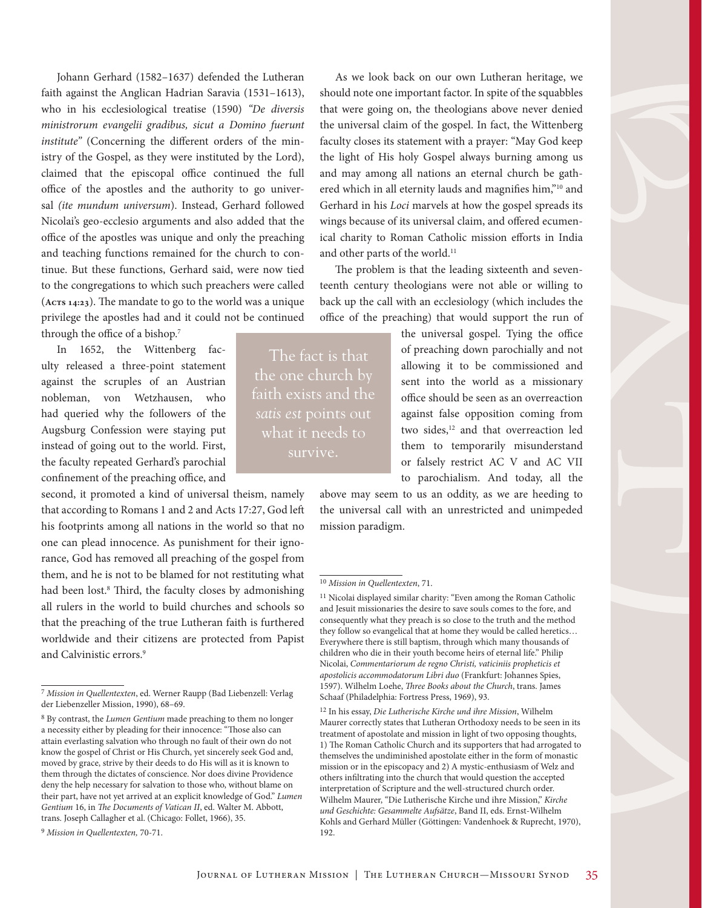Johann Gerhard (1582–1637) defended the Lutheran faith against the Anglican Hadrian Saravia (1531–1613), who in his ecclesiological treatise (1590) *"De diversis ministrorum evangelii gradibus, sicut a Domino fuerunt institute"* (Concerning the different orders of the ministry of the Gospel, as they were instituted by the Lord), claimed that the episcopal office continued the full office of the apostles and the authority to go universal *(ite mundum universum)*. Instead, Gerhard followed Nicolai's geo-ecclesio arguments and also added that the office of the apostles was unique and only the preaching and teaching functions remained for the church to continue. But these functions, Gerhard said, were now tied to the congregations to which such preachers were called (Acts 14:23). The mandate to go to the world was a unique privilege the apostles had and it could not be continued through the office of a bishop.[7]

In 1652, the Wittenberg faculty released a three-point statement against the scruples of an Austrian nobleman, von Wetzhausen, who had queried why the followers of the Augsburg Confession were staying put instead of going out to the world. First, the faculty repeated Gerhard's parochial confinement of the preaching office, and second, it promoted a kind of universal theism, namely that according to Romans 1 and 2 and Acts 17:27, God left his footprints among all nations in the world so that no one can plead innocence. As punishment for their ignorance, God has removed all preaching of the gospel from them, and he is not to be blamed for not restituting what had been lost.[8] Third, the faculty closes by admonishing all rulers in the world to build churches and schools so that the preaching of the true Lutheran faith is furthered worldwide and their citizens are protected from Papist and Calvinistic errors.[9]

> The fact is that the one church by faith exists and the *satis est* points out what it needs to survive.

As we look back on our own Lutheran heritage, we should note one important factor. In spite of the squabbles that were going on, the theologians above never denied the universal claim of the gospel. In fact, the Wittenberg faculty closes its statement with a prayer: "May God keep the light of His holy Gospel always burning among us and may among all nations an eternal church be gathered which in all eternity lauds and magnifies him,"[10] and Gerhard in his *Loci* marvels at how the gospel spreads its wings because of its universal claim, and offered ecumenical charity to Roman Catholic mission efforts in India and other parts of the world.[11]

The problem is that the leading sixteenth and seventeenth century theologians were not able or willing to back up the call with an ecclesiology (which includes the office of the preaching) that would support the run of the universal gospel. Tying the office of preaching down parochially and not allowing it to be commissioned and sent into the world as a missionary office should be seen as an overreaction against false opposition coming from two sides,[12] and that overreaction led them to temporarily misunderstand or falsely restrict AC V and AC VII to parochialism. And today, all the above may seem to us an oddity, as we are heeding to the universal call with an unrestricted and unimpeded mission paradigm.

---

[7] *Mission in Quellentexten*, ed. Werner Raupp (Bad Liebenzell: Verlag der Liebenzeller Mission, 1990), 68–69.

[8] By contrast, the *Lumen Gentium* made preaching to them no longer a necessity either by pleading for their innocence: "Those also can attain everlasting salvation who through no fault of their own do not know the gospel of Christ or His Church, yet sincerely seek God and, moved by grace, strive by their deeds to do His will as it is known to them through the dictates of conscience. Nor does divine Providence deny the help necessary for salvation to those who, without blame on their part, have not yet arrived at an explicit knowledge of God." *Lumen Gentium* 16, in *The Documents of Vatican II*, ed. Walter M. Abbott, trans. Joseph Callagher et al. (Chicago: Follet, 1966), 35.

[9] *Mission in Quellentexten,* 70-71.

[10] *Mission in Quellentexten*, 71.

[11] Nicolai displayed similar charity: "Even among the Roman Catholic and Jesuit missionaries the desire to save souls comes to the fore, and consequently what they preach is so close to the truth and the method they follow so evangelical that at home they would be called heretics… Everywhere there is still baptism, through which many thousands of children who die in their youth become heirs of eternal life." Philip Nicolai, *Commentariorum de regno Christi, vaticiniis propheticis et apostolicis accommodatorum Libri duo* (Frankfurt: Johannes Spies, 1597). Wilhelm Loehe, *Three Books about the Church*, trans. James Schaaf (Philadelphia: Fortress Press, 1969), 93.

[12] In his essay, *Die Lutherische Kirche und ihre Mission*, Wilhelm Maurer correctly states that Lutheran Orthodoxy needs to be seen in its treatment of apostolate and mission in light of two opposing thoughts, 1) The Roman Catholic Church and its supporters that had arrogated to themselves the undiminished apostolate either in the form of monastic mission or in the episcopacy and 2) A mystic-enthusiasm of Welz and others infiltrating into the church that would question the accepted interpretation of Scripture and the well-structured church order. Wilhelm Maurer, "Die Lutherische Kirche und ihre Mission," *Kirche und Geschichte: Gesammelte Aufsätze*, Band II, eds. Ernst-Wilhelm Kohls and Gerhard Müller (Göttingen: Vandenhoek & Ruprecht, 1970), 192.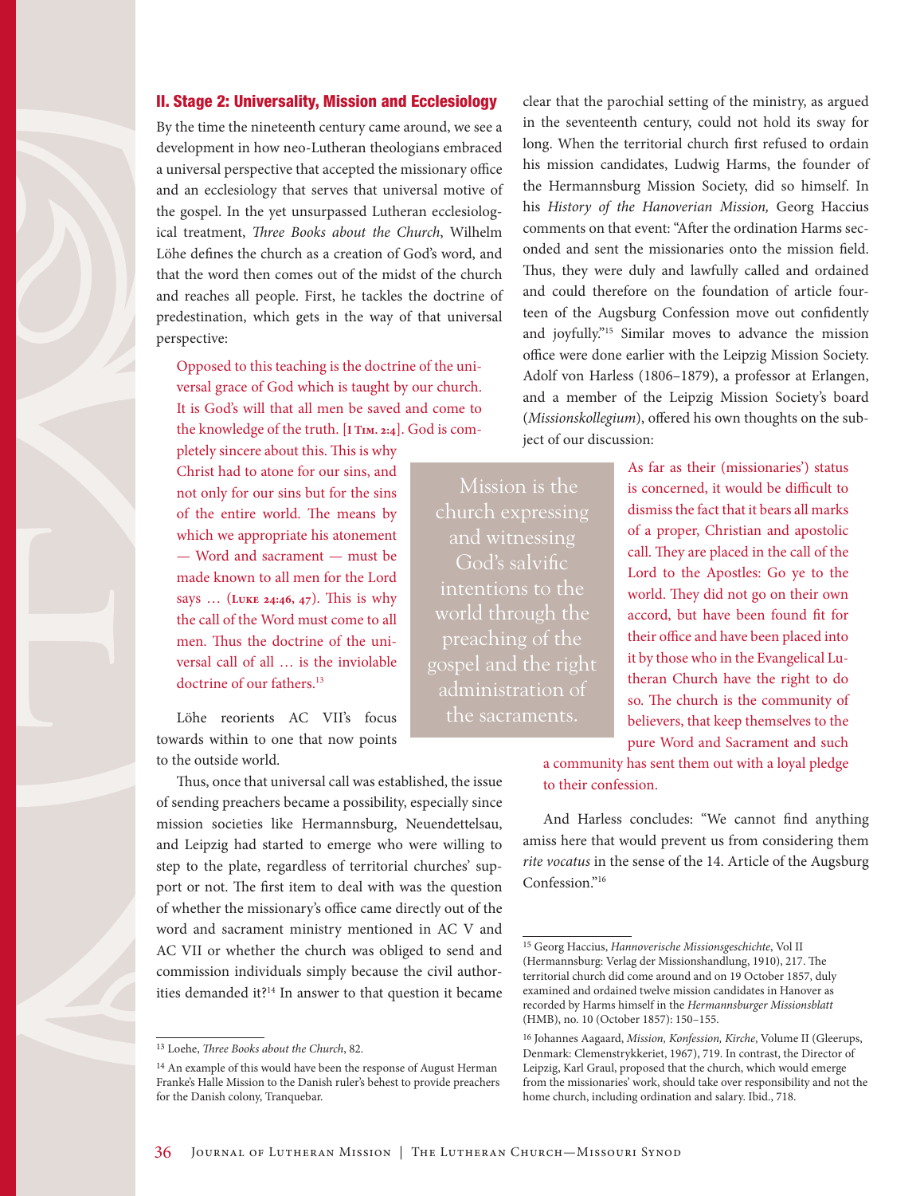## II. Stage 2: Universality, Mission and Ecclesiology

By the time the nineteenth century came around, we see a development in how neo-Lutheran theologians embraced a universal perspective that accepted the missionary office and an ecclesiology that serves that universal motive of the gospel. In the yet unsurpassed Lutheran ecclesiological treatment, *Three Books about the Church*, Wilhelm Löhe defines the church as a creation of God's word, and that the word then comes out of the midst of the church and reaches all people. First, he tackles the doctrine of predestination, which gets in the way of that universal perspective:

> Opposed to this teaching is the doctrine of the universal grace of God which is taught by our church. It is God's will that all men be saved and come to the knowledge of the truth. [**1 Tim. 2:4**]. God is completely sincere about this. This is why Christ had to atone for our sins, and not only for our sins but for the sins of the entire world. The means by which we appropriate his atonement — Word and sacrament — must be made known to all men for the Lord says … (**Luke 24:46, 47**). This is why the call of the Word must come to all men. Thus the doctrine of the universal call of all … is the inviolable doctrine of our fathers.[13]

Löhe reorients AC VII's focus towards within to one that now points to the outside world.

> Mission is the church expressing and witnessing God's salvific intentions to the world through the preaching of the gospel and the right administration of the sacraments.

Thus, once that universal call was established, the issue of sending preachers became a possibility, especially since mission societies like Hermannsburg, Neuendettelsau, and Leipzig had started to emerge who were willing to step to the plate, regardless of territorial churches' support or not. The first item to deal with was the question of whether the missionary's office came directly out of the word and sacrament ministry mentioned in AC V and AC VII or whether the church was obliged to send and commission individuals simply because the civil authorities demanded it?[14] In answer to that question it became clear that the parochial setting of the ministry, as argued in the seventeenth century, could not hold its sway for long. When the territorial church first refused to ordain his mission candidates, Ludwig Harms, the founder of the Hermannsburg Mission Society, did so himself. In his *History of the Hanoverian Mission,* Georg Haccius comments on that event: "After the ordination Harms seconded and sent the missionaries onto the mission field. Thus, they were duly and lawfully called and ordained and could therefore on the foundation of article fourteen of the Augsburg Confession move out confidently and joyfully."[15] Similar moves to advance the mission office were done earlier with the Leipzig Mission Society. Adolf von Harless (1806–1879), a professor at Erlangen, and a member of the Leipzig Mission Society's board (*Missionskollegium*), offered his own thoughts on the subject of our discussion:

> As far as their (missionaries') status is concerned, it would be difficult to dismiss the fact that it bears all marks of a proper, Christian and apostolic call. They are placed in the call of the Lord to the Apostles: Go ye to the world. They did not go on their own accord, but have been found fit for their office and have been placed into it by those who in the Evangelical Lutheran Church have the right to do so. The church is the community of believers, that keep themselves to the pure Word and Sacrament and such a community has sent them out with a loyal pledge to their confession.

And Harless concludes: "We cannot find anything amiss here that would prevent us from considering them *rite vocatus* in the sense of the 14. Article of the Augsburg Confession."[16]

---

[13] Loehe, *Three Books about the Church*, 82.

[14] An example of this would have been the response of August Herman Franke's Halle Mission to the Danish ruler's behest to provide preachers for the Danish colony, Tranquebar.

[15] Georg Haccius, *Hannoverische Missionsgeschichte*, Vol II (Hermannsburg: Verlag der Missionshandlung, 1910), 217. The territorial church did come around and on 19 October 1857, duly examined and ordained twelve mission candidates in Hanover as recorded by Harms himself in the *Hermannsburger Missionsblatt* (HMB), no. 10 (October 1857): 150–155.

[16] Johannes Aagaard, *Mission, Konfession, Kirche*, Volume II (Gleerups, Denmark: Clemenstrykkeriet, 1967), 719. In contrast, the Director of Leipzig, Karl Graul, proposed that the church, which would emerge from the missionaries' work, should take over responsibility and not the home church, including ordination and salary. Ibid., 718.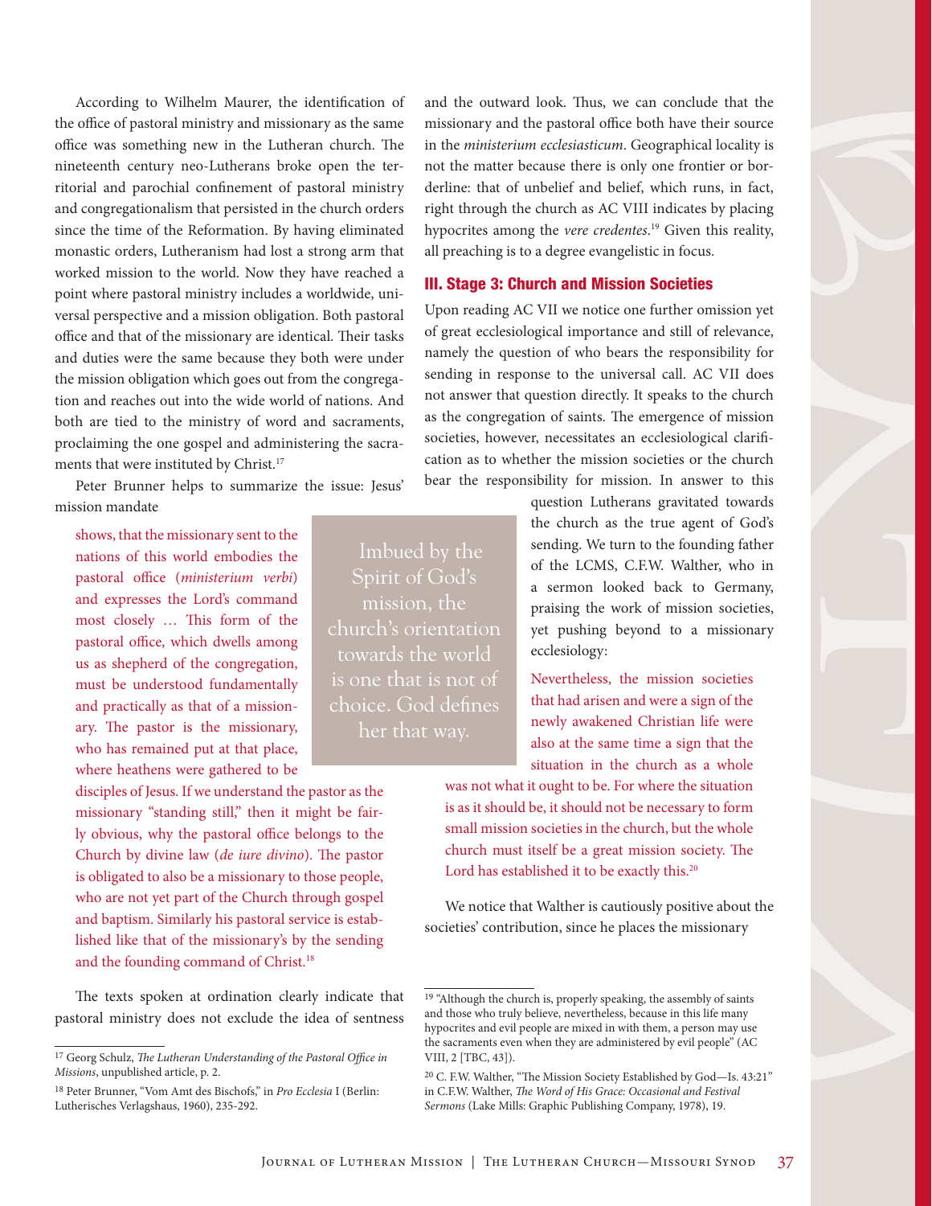According to Wilhelm Maurer, the identification of the office of pastoral ministry and missionary as the same office was something new in the Lutheran church. The nineteenth century neo-Lutherans broke open the territorial and parochial confinement of pastoral ministry and congregationalism that persisted in the church orders since the time of the Reformation. By having eliminated monastic orders, Lutheranism had lost a strong arm that worked mission to the world. Now they have reached a point where pastoral ministry includes a worldwide, universal perspective and a mission obligation. Both pastoral office and that of the missionary are identical. Their tasks and duties were the same because they both were under the mission obligation which goes out from the congregation and reaches out into the wide world of nations. And both are tied to the ministry of word and sacraments, proclaiming the one gospel and administering the sacraments that were instituted by Christ.[17]

Peter Brunner helps to summarize the issue: Jesus' mission mandate

> shows, that the missionary sent to the nations of this world embodies the pastoral office (*ministerium verbi*) and expresses the Lord's command most closely … This form of the pastoral office, which dwells among us as shepherd of the congregation, must be understood fundamentally and practically as that of a missionary. The pastor is the missionary, who has remained put at that place, where heathens were gathered to be disciples of Jesus. If we understand the pastor as the missionary "standing still," then it might be fairly obvious, why the pastoral office belongs to the Church by divine law (*de iure divino*). The pastor is obligated to also be a missionary to those people, who are not yet part of the Church through gospel and baptism. Similarly his pastoral service is established like that of the missionary's by the sending and the founding command of Christ.[18]

Imbued by the Spirit of God's mission, the church's orientation towards the world is one that is not of choice. God defines her that way.

The texts spoken at ordination clearly indicate that pastoral ministry does not exclude the idea of sentness and the outward look. Thus, we can conclude that the missionary and the pastoral office both have their source in the *ministerium ecclesiasticum*. Geographical locality is not the matter because there is only one frontier or borderline: that of unbelief and belief, which runs, in fact, right through the church as AC VIII indicates by placing hypocrites among the *vere credentes*.[19] Given this reality, all preaching is to a degree evangelistic in focus.

## III. Stage 3: Church and Mission Societies

Upon reading AC VII we notice one further omission yet of great ecclesiological importance and still of relevance, namely the question of who bears the responsibility for sending in response to the universal call. AC VII does not answer that question directly. It speaks to the church as the congregation of saints. The emergence of mission societies, however, necessitates an ecclesiological clarification as to whether the mission societies or the church bear the responsibility for mission. In answer to this question Lutherans gravitated towards the church as the true agent of God's sending. We turn to the founding father of the LCMS, C.F.W. Walther, who in a sermon looked back to Germany, praising the work of mission societies, yet pushing beyond to a missionary ecclesiology:

> Nevertheless, the mission societies that had arisen and were a sign of the newly awakened Christian life were also at the same time a sign that the situation in the church as a whole was not what it ought to be. For where the situation is as it should be, it should not be necessary to form small mission societies in the church, but the whole church must itself be a great mission society. The Lord has established it to be exactly this.[20]

We notice that Walther is cautiously positive about the societies' contribution, since he places the missionary

---

[17] Georg Schulz, *The Lutheran Understanding of the Pastoral Office in Missions*, unpublished article, p. 2.

[18] Peter Brunner, "Vom Amt des Bischofs," in *Pro Ecclesia* I (Berlin: Lutherisches Verlagshaus, 1960), 235-292.

[19] "Although the church is, properly speaking, the assembly of saints and those who truly believe, nevertheless, because in this life many hypocrites and evil people are mixed in with them, a person may use the sacraments even when they are administered by evil people" (AC VIII, 2 [TBC, 43]).

[20] C. F.W. Walther, "The Mission Society Established by God—Is. 43:21" in C.F.W. Walther, *The Word of His Grace: Occasional and Festival Sermons* (Lake Mills: Graphic Publishing Company, 1978), 19.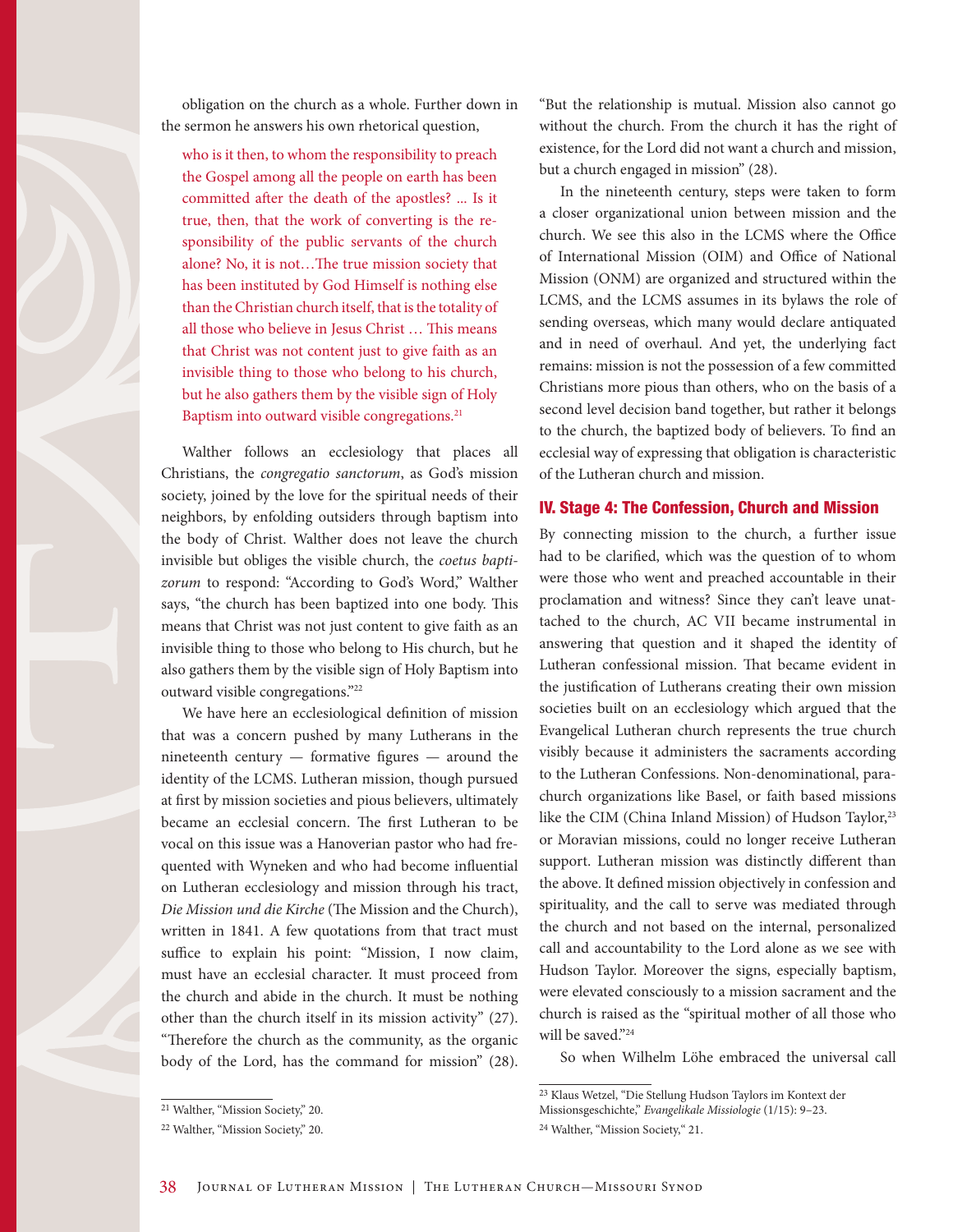obligation on the church as a whole. Further down in the sermon he answers his own rhetorical question,

> who is it then, to whom the responsibility to preach the Gospel among all the people on earth has been committed after the death of the apostles? ... Is it true, then, that the work of converting is the responsibility of the public servants of the church alone? No, it is not…The true mission society that has been instituted by God Himself is nothing else than the Christian church itself, that is the totality of all those who believe in Jesus Christ … This means that Christ was not content just to give faith as an invisible thing to those who belong to his church, but he also gathers them by the visible sign of Holy Baptism into outward visible congregations.[21]

Walther follows an ecclesiology that places all Christians, the *congregatio sanctorum*, as God's mission society, joined by the love for the spiritual needs of their neighbors, by enfolding outsiders through baptism into the body of Christ. Walther does not leave the church invisible but obliges the visible church, the *coetus baptizorum* to respond: "According to God's Word," Walther says, "the church has been baptized into one body. This means that Christ was not just content to give faith as an invisible thing to those who belong to His church, but he also gathers them by the visible sign of Holy Baptism into outward visible congregations."[22]

We have here an ecclesiological definition of mission that was a concern pushed by many Lutherans in the nineteenth century — formative figures — around the identity of the LCMS. Lutheran mission, though pursued at first by mission societies and pious believers, ultimately became an ecclesial concern. The first Lutheran to be vocal on this issue was a Hanoverian pastor who had frequented with Wyneken and who had become influential on Lutheran ecclesiology and mission through his tract, *Die Mission und die Kirche* (The Mission and the Church), written in 1841. A few quotations from that tract must suffice to explain his point: "Mission, I now claim, must have an ecclesial character. It must proceed from the church and abide in the church. It must be nothing other than the church itself in its mission activity" (27). "Therefore the church as the community, as the organic body of the Lord, has the command for mission" (28). "But the relationship is mutual. Mission also cannot go without the church. From the church it has the right of existence, for the Lord did not want a church and mission, but a church engaged in mission" (28).

In the nineteenth century, steps were taken to form a closer organizational union between mission and the church. We see this also in the LCMS where the Office of International Mission (OIM) and Office of National Mission (ONM) are organized and structured within the LCMS, and the LCMS assumes in its bylaws the role of sending overseas, which many would declare antiquated and in need of overhaul. And yet, the underlying fact remains: mission is not the possession of a few committed Christians more pious than others, who on the basis of a second level decision band together, but rather it belongs to the church, the baptized body of believers. To find an ecclesial way of expressing that obligation is characteristic of the Lutheran church and mission.

## IV. Stage 4: The Confession, Church and Mission

By connecting mission to the church, a further issue had to be clarified, which was the question of to whom were those who went and preached accountable in their proclamation and witness? Since they can't leave unattached to the church, AC VII became instrumental in answering that question and it shaped the identity of Lutheran confessional mission. That became evident in the justification of Lutherans creating their own mission societies built on an ecclesiology which argued that the Evangelical Lutheran church represents the true church visibly because it administers the sacraments according to the Lutheran Confessions. Non-denominational, parachurch organizations like Basel, or faith based missions like the CIM (China Inland Mission) of Hudson Taylor,[23] or Moravian missions, could no longer receive Lutheran support. Lutheran mission was distinctly different than the above. It defined mission objectively in confession and spirituality, and the call to serve was mediated through the church and not based on the internal, personalized call and accountability to the Lord alone as we see with Hudson Taylor. Moreover the signs, especially baptism, were elevated consciously to a mission sacrament and the church is raised as the "spiritual mother of all those who will be saved."[24]

So when Wilhelm Löhe embraced the universal call

---

[21] Walther, "Mission Society," 20.

[22] Walther, "Mission Society," 20.

[23] Klaus Wetzel, "Die Stellung Hudson Taylors im Kontext der Missionsgeschichte," *Evangelikale Missiologie* (1/15): 9–23.

[24] Walther, "Mission Society," 21.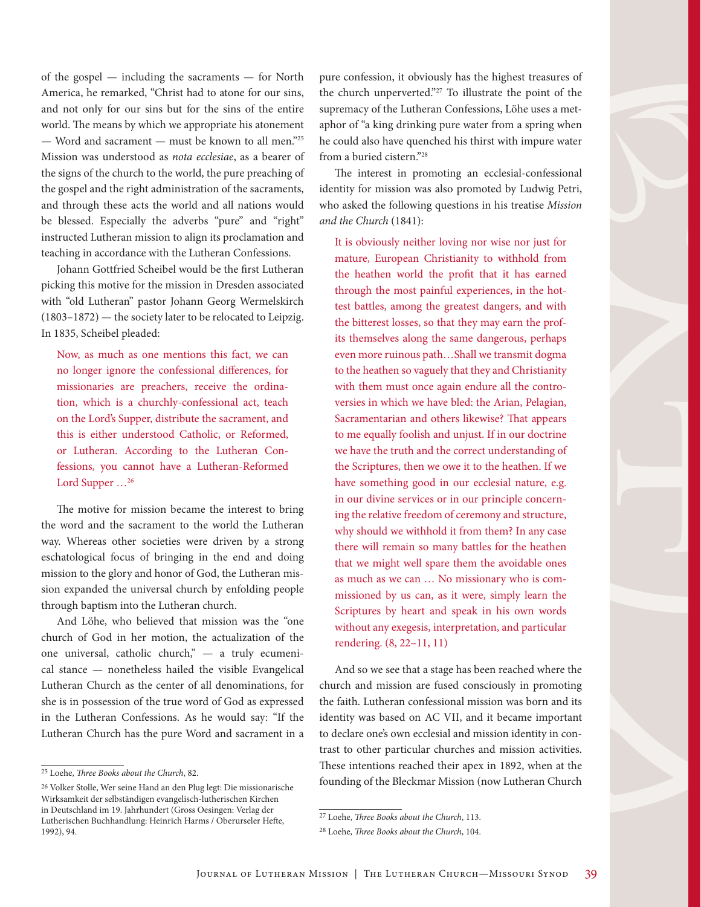of the gospel — including the sacraments — for North America, he remarked, "Christ had to atone for our sins, and not only for our sins but for the sins of the entire world. The means by which we appropriate his atonement — Word and sacrament — must be known to all men."[25] Mission was understood as *nota ecclesiae*, as a bearer of the signs of the church to the world, the pure preaching of the gospel and the right administration of the sacraments, and through these acts the world and all nations would be blessed. Especially the adverbs "pure" and "right" instructed Lutheran mission to align its proclamation and teaching in accordance with the Lutheran Confessions.

Johann Gottfried Scheibel would be the first Lutheran picking this motive for the mission in Dresden associated with "old Lutheran" pastor Johann Georg Wermelskirch (1803–1872) — the society later to be relocated to Leipzig. In 1835, Scheibel pleaded:

> Now, as much as one mentions this fact, we can no longer ignore the confessional differences, for missionaries are preachers, receive the ordination, which is a churchly-confessional act, teach on the Lord's Supper, distribute the sacrament, and this is either understood Catholic, or Reformed, or Lutheran. According to the Lutheran Confessions, you cannot have a Lutheran-Reformed Lord Supper …[26]

The motive for mission became the interest to bring the word and the sacrament to the world the Lutheran way. Whereas other societies were driven by a strong eschatological focus of bringing in the end and doing mission to the glory and honor of God, the Lutheran mission expanded the universal church by enfolding people through baptism into the Lutheran church.

And Löhe, who believed that mission was the "one church of God in her motion, the actualization of the one universal, catholic church," — a truly ecumenical stance — nonetheless hailed the visible Evangelical Lutheran Church as the center of all denominations, for she is in possession of the true word of God as expressed in the Lutheran Confessions. As he would say: "If the Lutheran Church has the pure Word and sacrament in a pure confession, it obviously has the highest treasures of the church unperverted."[27] To illustrate the point of the supremacy of the Lutheran Confessions, Löhe uses a metaphor of "a king drinking pure water from a spring when he could also have quenched his thirst with impure water from a buried cistern."[28]

The interest in promoting an ecclesial-confessional identity for mission was also promoted by Ludwig Petri, who asked the following questions in his treatise *Mission and the Church* (1841):

> It is obviously neither loving nor wise nor just for mature, European Christianity to withhold from the heathen world the profit that it has earned through the most painful experiences, in the hottest battles, among the greatest dangers, and with the bitterest losses, so that they may earn the profits themselves along the same dangerous, perhaps even more ruinous path…Shall we transmit dogma to the heathen so vaguely that they and Christianity with them must once again endure all the controversies in which we have bled: the Arian, Pelagian, Sacramentarian and others likewise? That appears to me equally foolish and unjust. If in our doctrine we have the truth and the correct understanding of the Scriptures, then we owe it to the heathen. If we have something good in our ecclesial nature, e.g. in our divine services or in our principle concerning the relative freedom of ceremony and structure, why should we withhold it from them? In any case there will remain so many battles for the heathen that we might well spare them the avoidable ones as much as we can … No missionary who is commissioned by us can, as it were, simply learn the Scriptures by heart and speak in his own words without any exegesis, interpretation, and particular rendering. (8, 22–11, 11)

And so we see that a stage has been reached where the church and mission are fused consciously in promoting the faith. Lutheran confessional mission was born and its identity was based on AC VII, and it became important to declare one's own ecclesial and mission identity in contrast to other particular churches and mission activities. These intentions reached their apex in 1892, when at the founding of the Bleckmar Mission (now Lutheran Church

---

[25] Loehe, *Three Books about the Church*, 82.

[26] Volker Stolle, Wer seine Hand an den Plug legt: Die missionarische Wirksamkeit der selbständigen evangelisch-lutherischen Kirchen in Deutschland im 19. Jahrhundert (Gross Oesingen: Verlag der Lutherischen Buchhandlung: Heinrich Harms / Oberurseler Hefte, 1992), 94.

[27] Loehe, *Three Books about the Church*, 113.

[28] Loehe, *Three Books about the Church*, 104.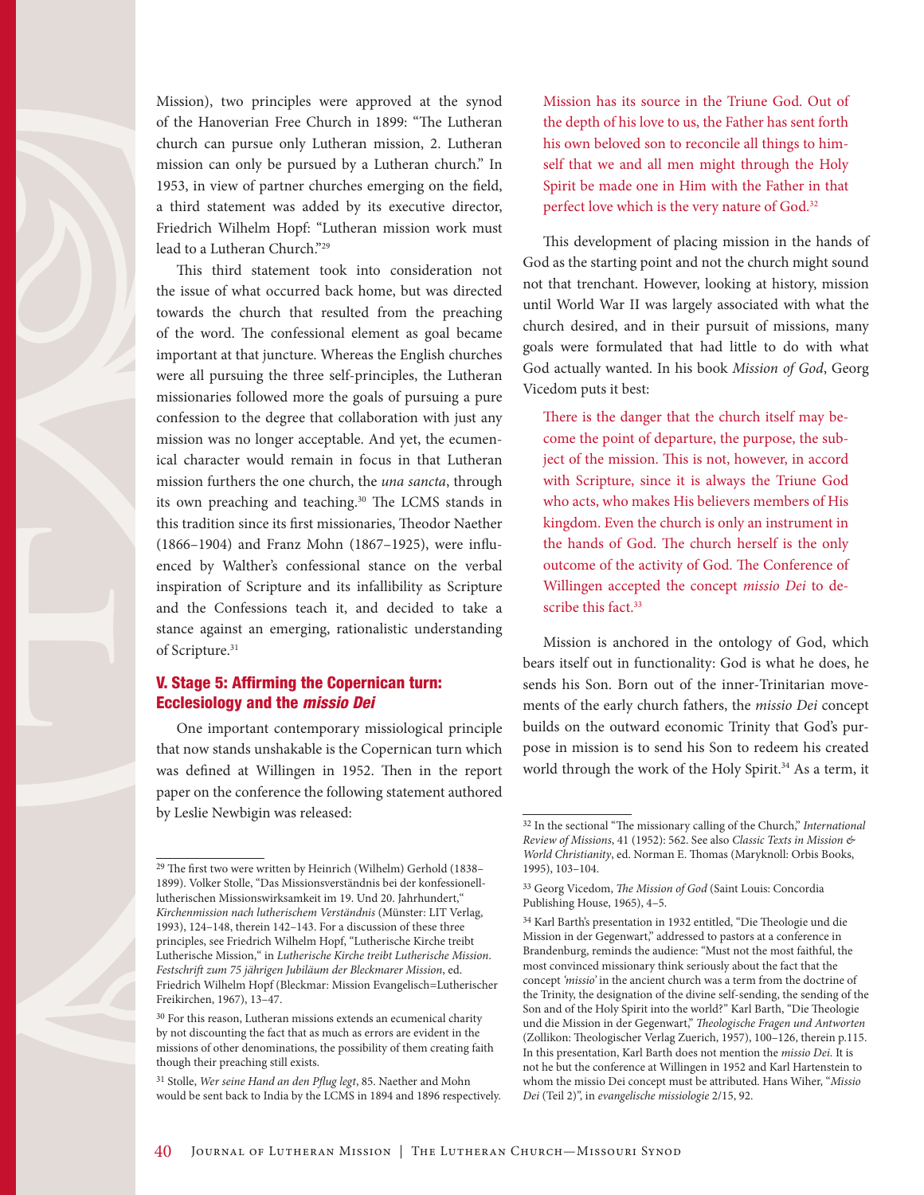Mission), two principles were approved at the synod of the Hanoverian Free Church in 1899: "The Lutheran church can pursue only Lutheran mission, 2. Lutheran mission can only be pursued by a Lutheran church." In 1953, in view of partner churches emerging on the field, a third statement was added by its executive director, Friedrich Wilhelm Hopf: "Lutheran mission work must lead to a Lutheran Church."[29]

This third statement took into consideration not the issue of what occurred back home, but was directed towards the church that resulted from the preaching of the word. The confessional element as goal became important at that juncture. Whereas the English churches were all pursuing the three self-principles, the Lutheran missionaries followed more the goals of pursuing a pure confession to the degree that collaboration with just any mission was no longer acceptable. And yet, the ecumenical character would remain in focus in that Lutheran mission furthers the one church, the *una sancta*, through its own preaching and teaching.[30] The LCMS stands in this tradition since its first missionaries, Theodor Naether (1866–1904) and Franz Mohn (1867–1925), were influenced by Walther's confessional stance on the verbal inspiration of Scripture and its infallibility as Scripture and the Confessions teach it, and decided to take a stance against an emerging, rationalistic understanding of Scripture.[31]

## V. Stage 5: Affirming the Copernican turn: Ecclesiology and the *missio Dei*

One important contemporary missiological principle that now stands unshakable is the Copernican turn which was defined at Willingen in 1952. Then in the report paper on the conference the following statement authored by Leslie Newbigin was released:

> Mission has its source in the Triune God. Out of the depth of his love to us, the Father has sent forth his own beloved son to reconcile all things to himself that we and all men might through the Holy Spirit be made one in Him with the Father in that perfect love which is the very nature of God.[32]

This development of placing mission in the hands of God as the starting point and not the church might sound not that trenchant. However, looking at history, mission until World War II was largely associated with what the church desired, and in their pursuit of missions, many goals were formulated that had little to do with what God actually wanted. In his book *Mission of God*, Georg Vicedom puts it best:

> There is the danger that the church itself may become the point of departure, the purpose, the subject of the mission. This is not, however, in accord with Scripture, since it is always the Triune God who acts, who makes His believers members of His kingdom. Even the church is only an instrument in the hands of God. The church herself is the only outcome of the activity of God. The Conference of Willingen accepted the concept *missio Dei* to describe this fact.[33]

Mission is anchored in the ontology of God, which bears itself out in functionality: God is what he does, he sends his Son. Born out of the inner-Trinitarian movements of the early church fathers, the *missio Dei* concept builds on the outward economic Trinity that God's purpose in mission is to send his Son to redeem his created world through the work of the Holy Spirit.[34] As a term, it

---

[29] The first two were written by Heinrich (Wilhelm) Gerhold (1838–1899). Volker Stolle, "Das Missionsverständnis bei der konfessionell-lutherischen Missionswirksamkeit im 19. Und 20. Jahrhundert," *Kirchenmission nach lutherischem Verständnis* (Münster: LIT Verlag, 1993), 124–148, therein 142–143. For a discussion of these three principles, see Friedrich Wilhelm Hopf, "Lutherische Kirche treibt Lutherische Mission," in *Lutherische Kirche treibt Lutherische Mission. Festschrift zum 75 jährigen Jubiläum der Bleckmarer Mission*, ed. Friedrich Wilhelm Hopf (Bleckmar: Mission Evangelisch=Lutherischer Freikirchen, 1967), 13–47.

[30] For this reason, Lutheran missions extends an ecumenical charity by not discounting the fact that as much as errors are evident in the missions of other denominations, the possibility of them creating faith though their preaching still exists.

[31] Stolle, *Wer seine Hand an den Pflug legt*, 85. Naether and Mohn would be sent back to India by the LCMS in 1894 and 1896 respectively.

[32] In the sectional "The missionary calling of the Church," *International Review of Missions*, 41 (1952): 562. See also *Classic Texts in Mission & World Christianity*, ed. Norman E. Thomas (Maryknoll: Orbis Books, 1995), 103–104.

[33] Georg Vicedom, *The Mission of God* (Saint Louis: Concordia Publishing House, 1965), 4–5.

[34] Karl Barth's presentation in 1932 entitled, "Die Theologie und die Mission in der Gegenwart," addressed to pastors at a conference in Brandenburg, reminds the audience: "Must not the most faithful, the most convinced missionary think seriously about the fact that the concept *'missio'* in the ancient church was a term from the doctrine of the Trinity, the designation of the divine self-sending, the sending of the Son and of the Holy Spirit into the world?" Karl Barth, "Die Theologie und die Mission in der Gegenwart," *Theologische Fragen und Antworten* (Zollikon: Theologischer Verlag Zuerich, 1957), 100–126, therein p.115. In this presentation, Karl Barth does not mention the *missio Dei.* It is not he but the conference at Willingen in 1952 and Karl Hartenstein to whom the missio Dei concept must be attributed. Hans Wiher, "*Missio Dei* (Teil 2)", in *evangelische missiologie* 2/15, 92.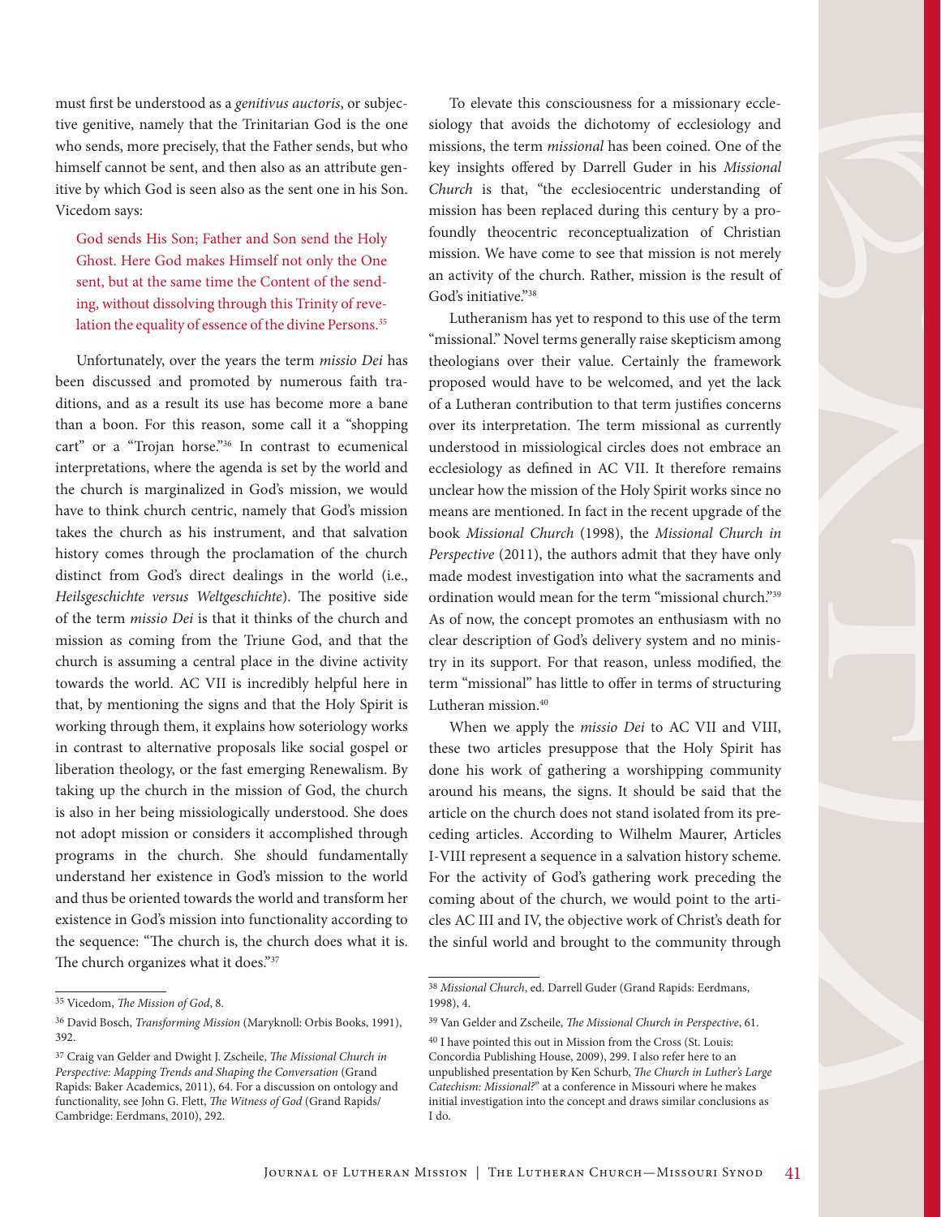must first be understood as a *genitivus auctoris*, or subjective genitive, namely that the Trinitarian God is the one who sends, more precisely, that the Father sends, but who himself cannot be sent, and then also as an attribute genitive by which God is seen also as the sent one in his Son. Vicedom says:

> God sends His Son; Father and Son send the Holy Ghost. Here God makes Himself not only the One sent, but at the same time the Content of the sending, without dissolving through this Trinity of revelation the equality of essence of the divine Persons.[35]

Unfortunately, over the years the term *missio Dei* has been discussed and promoted by numerous faith traditions, and as a result its use has become more a bane than a boon. For this reason, some call it a "shopping cart" or a "Trojan horse."[36] In contrast to ecumenical interpretations, where the agenda is set by the world and the church is marginalized in God's mission, we would have to think church centric, namely that God's mission takes the church as his instrument, and that salvation history comes through the proclamation of the church distinct from God's direct dealings in the world (i.e., *Heilsgeschichte versus Weltgeschichte*). The positive side of the term *missio Dei* is that it thinks of the church and mission as coming from the Triune God, and that the church is assuming a central place in the divine activity towards the world. AC VII is incredibly helpful here in that, by mentioning the signs and that the Holy Spirit is working through them, it explains how soteriology works in contrast to alternative proposals like social gospel or liberation theology, or the fast emerging Renewalism. By taking up the church in the mission of God, the church is also in her being missiologically understood. She does not adopt mission or considers it accomplished through programs in the church. She should fundamentally understand her existence in God's mission to the world and thus be oriented towards the world and transform her existence in God's mission into functionality according to the sequence: "The church is, the church does what it is. The church organizes what it does."[37]

To elevate this consciousness for a missionary ecclesiology that avoids the dichotomy of ecclesiology and missions, the term *missional* has been coined. One of the key insights offered by Darrell Guder in his *Missional Church* is that, "the ecclesiocentric understanding of mission has been replaced during this century by a profoundly theocentric reconceptualization of Christian mission. We have come to see that mission is not merely an activity of the church. Rather, mission is the result of God's initiative."[38]

Lutheranism has yet to respond to this use of the term "missional." Novel terms generally raise skepticism among theologians over their value. Certainly the framework proposed would have to be welcomed, and yet the lack of a Lutheran contribution to that term justifies concerns over its interpretation. The term missional as currently understood in missiological circles does not embrace an ecclesiology as defined in AC VII. It therefore remains unclear how the mission of the Holy Spirit works since no means are mentioned. In fact in the recent upgrade of the book *Missional Church* (1998), the *Missional Church in Perspective* (2011), the authors admit that they have only made modest investigation into what the sacraments and ordination would mean for the term "missional church."[39] As of now, the concept promotes an enthusiasm with no clear description of God's delivery system and no ministry in its support. For that reason, unless modified, the term "missional" has little to offer in terms of structuring Lutheran mission.[40]

When we apply the *missio Dei* to AC VII and VIII, these two articles presuppose that the Holy Spirit has done his work of gathering a worshipping community around his means, the signs. It should be said that the article on the church does not stand isolated from its preceding articles. According to Wilhelm Maurer, Articles I-VIII represent a sequence in a salvation history scheme. For the activity of God's gathering work preceding the coming about of the church, we would point to the articles AC III and IV, the objective work of Christ's death for the sinful world and brought to the community through

---

[35] Vicedom, *The Mission of God*, 8.

[36] David Bosch, *Transforming Mission* (Maryknoll: Orbis Books, 1991), 392.

[37] Craig van Gelder and Dwight J. Zscheile, *The Missional Church in Perspective: Mapping Trends and Shaping the Conversation* (Grand Rapids: Baker Academics, 2011), 64. For a discussion on ontology and functionality, see John G. Flett, *The Witness of God* (Grand Rapids/Cambridge: Eerdmans, 2010), 292.

[38] *Missional Church*, ed. Darrell Guder (Grand Rapids: Eerdmans, 1998), 4.

[39] Van Gelder and Zscheile, *The Missional Church in Perspective*, 61.

[40] I have pointed this out in Mission from the Cross (St. Louis: Concordia Publishing House, 2009), 299. I also refer here to an unpublished presentation by Ken Schurb, *The Church in Luther's Large Catechism: Missional?*" at a conference in Missouri where he makes initial investigation into the concept and draws similar conclusions as I do.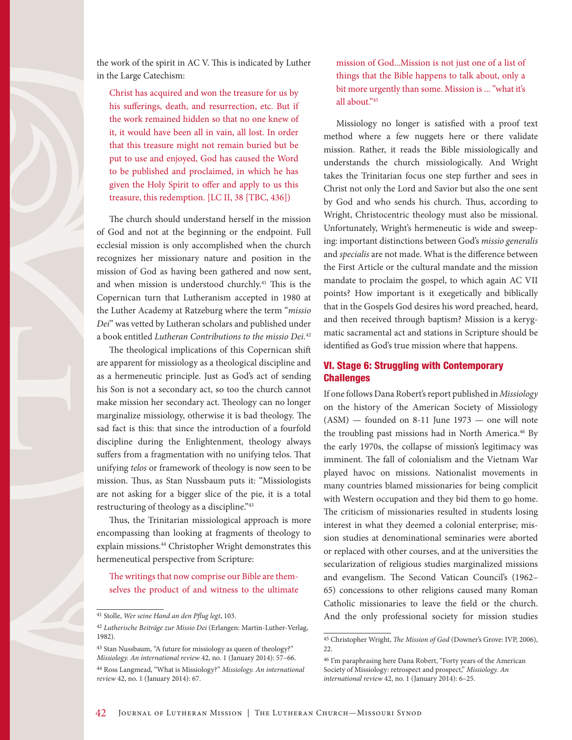the work of the spirit in AC V. This is indicated by Luther in the Large Catechism:

> Christ has acquired and won the treasure for us by his sufferings, death, and resurrection, etc. But if the work remained hidden so that no one knew of it, it would have been all in vain, all lost. In order that this treasure might not remain buried but be put to use and enjoyed, God has caused the Word to be published and proclaimed, in which he has given the Holy Spirit to offer and apply to us this treasure, this redemption. [LC II, 38 [TBC, 436])

The church should understand herself in the mission of God and not at the beginning or the endpoint. Full ecclesial mission is only accomplished when the church recognizes her missionary nature and position in the mission of God as having been gathered and now sent, and when mission is understood churchly.[41] This is the Copernican turn that Lutheranism accepted in 1980 at the Luther Academy at Ratzeburg where the term "*missio Dei*" was vetted by Lutheran scholars and published under a book entitled *Lutheran Contributions to the missio Dei.*[42]

The theological implications of this Copernican shift are apparent for missiology as a theological discipline and as a hermeneutic principle. Just as God's act of sending his Son is not a secondary act, so too the church cannot make mission her secondary act. Theology can no longer marginalize missiology, otherwise it is bad theology. The sad fact is this: that since the introduction of a fourfold discipline during the Enlightenment, theology always suffers from a fragmentation with no unifying telos. That unifying *telos* or framework of theology is now seen to be mission. Thus, as Stan Nussbaum puts it: "Missiologists are not asking for a bigger slice of the pie, it is a total restructuring of theology as a discipline."[43]

Thus, the Trinitarian missiological approach is more encompassing than looking at fragments of theology to explain missions.[44] Christopher Wright demonstrates this hermeneutical perspective from Scripture:

> The writings that now comprise our Bible are themselves the product of and witness to the ultimate mission of God...Mission is not just one of a list of things that the Bible happens to talk about, only a bit more urgently than some. Mission is ... "what it's all about."[45]

Missiology no longer is satisfied with a proof text method where a few nuggets here or there validate mission. Rather, it reads the Bible missiologically and understands the church missiologically. And Wright takes the Trinitarian focus one step further and sees in Christ not only the Lord and Savior but also the one sent by God and who sends his church. Thus, according to Wright, Christocentric theology must also be missional. Unfortunately, Wright's hermeneutic is wide and sweeping: important distinctions between God's *missio generalis* and *specialis* are not made. What is the difference between the First Article or the cultural mandate and the mission mandate to proclaim the gospel, to which again AC VII points? How important is it exegetically and biblically that in the Gospels God desires his word preached, heard, and then received through baptism? Mission is a kerygmatic sacramental act and stations in Scripture should be identified as God's true mission where that happens.

## VI. Stage 6: Struggling with Contemporary Challenges

If one follows Dana Robert's report published in *Missiology* on the history of the American Society of Missiology (ASM) — founded on 8-11 June 1973 — one will note the troubling past missions had in North America.[46] By the early 1970s, the collapse of mission's legitimacy was imminent. The fall of colonialism and the Vietnam War played havoc on missions. Nationalist movements in many countries blamed missionaries for being complicit with Western occupation and they bid them to go home. The criticism of missionaries resulted in students losing interest in what they deemed a colonial enterprise; mission studies at denominational seminaries were aborted or replaced with other courses, and at the universities the secularization of religious studies marginalized missions and evangelism. The Second Vatican Council's (1962–65) concessions to other religions caused many Roman Catholic missionaries to leave the field or the church. And the only professional society for mission studies

---

[41] Stolle, *Wer seine Hand an den Pflug legt*, 103.

[42] *Lutherische Beiträge zur Missio Dei* (Erlangen: Martin-Luther-Verlag, 1982).

[43] Stan Nussbaum, "A future for missiology as queen of theology?" *Missiology. An international review* 42, no. 1 (January 2014): 57–66.

[44] Ross Langmead, "What is Missiology?" *Missiology. An international review* 42, no. 1 (January 2014): 67.

[45] Christopher Wright, *The Mission of God* (Downer's Grove: IVP, 2006), 22.

[46] I'm paraphrasing here Dana Robert, "Forty years of the American Society of Missiology: retrospect and prospect," *Missiology. An international review* 42, no. 1 (January 2014): 6–25.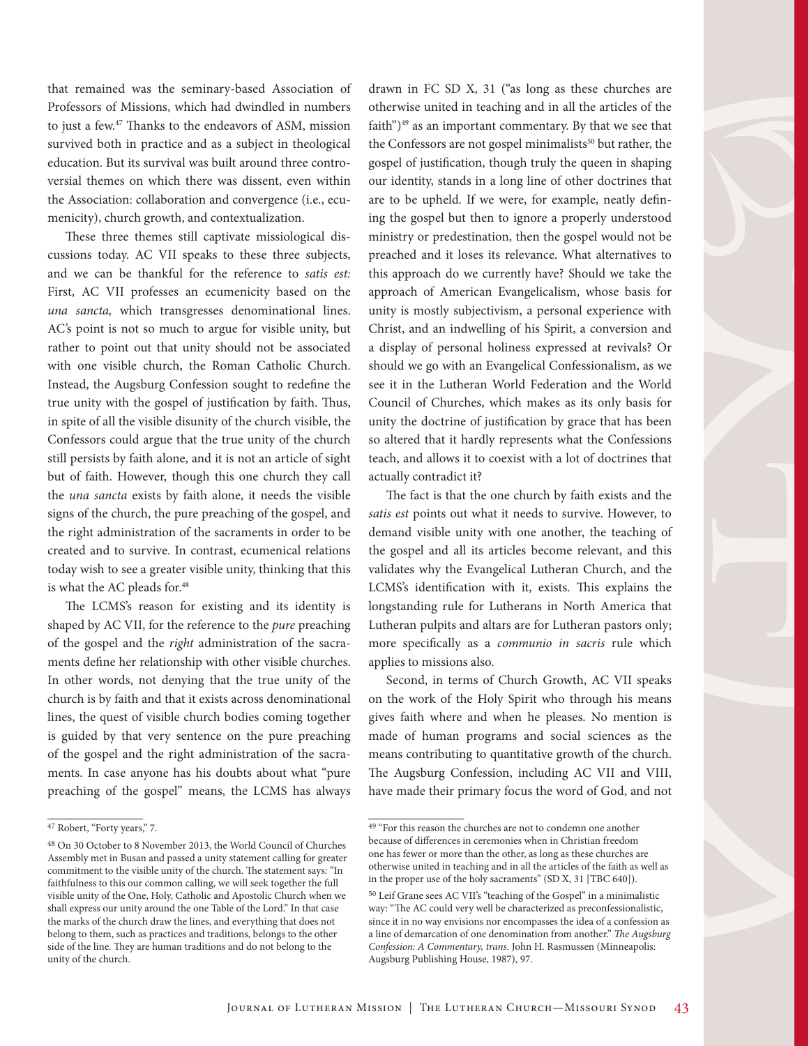that remained was the seminary-based Association of Professors of Missions, which had dwindled in numbers to just a few.[47] Thanks to the endeavors of ASM, mission survived both in practice and as a subject in theological education. But its survival was built around three controversial themes on which there was dissent, even within the Association: collaboration and convergence (i.e., ecumenicity), church growth, and contextualization.

These three themes still captivate missiological discussions today. AC VII speaks to these three subjects, and we can be thankful for the reference to *satis est:* First, AC VII professes an ecumenicity based on the *una sancta,* which transgresses denominational lines. AC's point is not so much to argue for visible unity, but rather to point out that unity should not be associated with one visible church, the Roman Catholic Church. Instead, the Augsburg Confession sought to redefine the true unity with the gospel of justification by faith. Thus, in spite of all the visible disunity of the church visible, the Confessors could argue that the true unity of the church still persists by faith alone, and it is not an article of sight but of faith. However, though this one church they call the *una sancta* exists by faith alone, it needs the visible signs of the church, the pure preaching of the gospel, and the right administration of the sacraments in order to be created and to survive. In contrast, ecumenical relations today wish to see a greater visible unity, thinking that this is what the AC pleads for.[48]

The LCMS's reason for existing and its identity is shaped by AC VII, for the reference to the *pure* preaching of the gospel and the *right* administration of the sacraments define her relationship with other visible churches. In other words, not denying that the true unity of the church is by faith and that it exists across denominational lines, the quest of visible church bodies coming together is guided by that very sentence on the pure preaching of the gospel and the right administration of the sacraments. In case anyone has his doubts about what "pure preaching of the gospel" means, the LCMS has always drawn in FC SD X, 31 ("as long as these churches are otherwise united in teaching and in all the articles of the faith")[49] as an important commentary. By that we see that the Confessors are not gospel minimalists[50] but rather, the gospel of justification, though truly the queen in shaping our identity, stands in a long line of other doctrines that are to be upheld. If we were, for example, neatly defining the gospel but then to ignore a properly understood ministry or predestination, then the gospel would not be preached and it loses its relevance. What alternatives to this approach do we currently have? Should we take the approach of American Evangelicalism, whose basis for unity is mostly subjectivism, a personal experience with Christ, and an indwelling of his Spirit, a conversion and a display of personal holiness expressed at revivals? Or should we go with an Evangelical Confessionalism, as we see it in the Lutheran World Federation and the World Council of Churches, which makes as its only basis for unity the doctrine of justification by grace that has been so altered that it hardly represents what the Confessions teach, and allows it to coexist with a lot of doctrines that actually contradict it?

The fact is that the one church by faith exists and the *satis est* points out what it needs to survive. However, to demand visible unity with one another, the teaching of the gospel and all its articles become relevant, and this validates why the Evangelical Lutheran Church, and the LCMS's identification with it, exists. This explains the longstanding rule for Lutherans in North America that Lutheran pulpits and altars are for Lutheran pastors only; more specifically as a *communio in sacris* rule which applies to missions also.

Second, in terms of Church Growth, AC VII speaks on the work of the Holy Spirit who through his means gives faith where and when he pleases. No mention is made of human programs and social sciences as the means contributing to quantitative growth of the church. The Augsburg Confession, including AC VII and VIII, have made their primary focus the word of God, and not

---

[47] Robert, "Forty years," 7.

[48] On 30 October to 8 November 2013, the World Council of Churches Assembly met in Busan and passed a unity statement calling for greater commitment to the visible unity of the church. The statement says: "In faithfulness to this our common calling, we will seek together the full visible unity of the One, Holy, Catholic and Apostolic Church when we shall express our unity around the one Table of the Lord." In that case the marks of the church draw the lines, and everything that does not belong to them, such as practices and traditions, belongs to the other side of the line. They are human traditions and do not belong to the unity of the church.

[49] "For this reason the churches are not to condemn one another because of differences in ceremonies when in Christian freedom one has fewer or more than the other, as long as these churches are otherwise united in teaching and in all the articles of the faith as well as in the proper use of the holy sacraments" (SD X, 31 [TBC 640]).

[50] Leif Grane sees AC VII's "teaching of the Gospel" in a minimalistic way: "The AC could very well be characterized as preconfessionalistic, since it in no way envisions nor encompasses the idea of a confession as a line of demarcation of one denomination from another." *The Augsburg Confession: A Commentary, trans.* John H. Rasmussen (Minneapolis: Augsburg Publishing House, 1987), 97.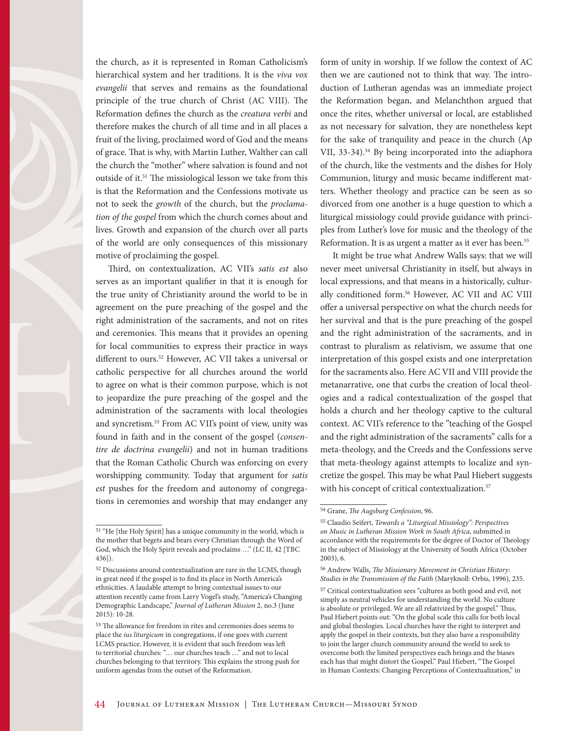the church, as it is represented in Roman Catholicism's hierarchical system and her traditions. It is the *viva vox evangelii* that serves and remains as the foundational principle of the true church of Christ (AC VIII). The Reformation defines the church as the *creatura verbi* and therefore makes the church of all time and in all places a fruit of the living, proclaimed word of God and the means of grace. That is why, with Martin Luther, Walther can call the church the "mother" where salvation is found and not outside of it.[51] The missiological lesson we take from this is that the Reformation and the Confessions motivate us not to seek the *growth* of the church, but the *proclamation of the gospel* from which the church comes about and lives. Growth and expansion of the church over all parts of the world are only consequences of this missionary motive of proclaiming the gospel.

Third, on contextualization, AC VII's *satis est* also serves as an important qualifier in that it is enough for the true unity of Christianity around the world to be in agreement on the pure preaching of the gospel and the right administration of the sacraments, and not on rites and ceremonies. This means that it provides an opening for local communities to express their practice in ways different to ours.[52] However, AC VII takes a universal or catholic perspective for all churches around the world to agree on what is their common purpose, which is not to jeopardize the pure preaching of the gospel and the administration of the sacraments with local theologies and syncretism.[53] From AC VII's point of view, unity was found in faith and in the consent of the gospel (*consentire de doctrina evangelii*) and not in human traditions that the Roman Catholic Church was enforcing on every worshipping community. Today that argument for *satis est* pushes for the freedom and autonomy of congregations in ceremonies and worship that may endanger any form of unity in worship. If we follow the context of AC then we are cautioned not to think that way. The introduction of Lutheran agendas was an immediate project the Reformation began, and Melanchthon argued that once the rites, whether universal or local, are established as not necessary for salvation, they are nonetheless kept for the sake of tranquility and peace in the church (Ap VII, 33-34).[54] By being incorporated into the adiaphora of the church, like the vestments and the dishes for Holy Communion, liturgy and music became indifferent matters. Whether theology and practice can be seen as so divorced from one another is a huge question to which a liturgical missiology could provide guidance with principles from Luther's love for music and the theology of the Reformation. It is as urgent a matter as it ever has been.[55]

It might be true what Andrew Walls says: that we will never meet universal Christianity in itself, but always in local expressions, and that means in a historically, culturally conditioned form.[56] However, AC VII and AC VIII offer a universal perspective on what the church needs for her survival and that is the pure preaching of the gospel and the right administration of the sacraments, and in contrast to pluralism as relativism, we assume that one interpretation of this gospel exists and one interpretation for the sacraments also. Here AC VII and VIII provide the metanarrative, one that curbs the creation of local theologies and a radical contextualization of the gospel that holds a church and her theology captive to the cultural context. AC VII's reference to the "teaching of the Gospel and the right administration of the sacraments" calls for a meta-theology, and the Creeds and the Confessions serve that meta-theology against attempts to localize and syncretize the gospel. This may be what Paul Hiebert suggests with his concept of critical contextualization.[57]

---

[51] "He [the Holy Spirit] has a unique community in the world, which is the mother that begets and bears every Christian through the Word of God, which the Holy Spirit reveals and proclaims …" (LC II, 42 [TBC 436]).

[52] Discussions around contextualization are rare in the LCMS, though in great need if the gospel is to find its place in North America's ethnicities. A laudable attempt to bring contextual issues to our attention recently came from Larry Vogel's study, "America's Changing Demographic Landscape," *Journal of Lutheran Mission* 2, no.3 (June 2015): 10-28.

[53] The allowance for freedom in rites and ceremonies does seems to place the *ius liturgicum* in congregations, if one goes with current LCMS practice. However, it is evident that such freedom was left to territorial churches: "… our churches teach …" and not to local churches belonging to that territory. This explains the strong push for uniform agendas from the outset of the Reformation.

[54] Grane, *The Augsburg Confession*, 96.

[55] Claudio Seifert, *Towards a "Liturgical Missiology": Perspectives on Music in Lutheran Mission Work in South Africa*, submitted in accordance with the requirements for the degree of Doctor of Theology in the subject of Missiology at the University of South Africa (October 2003), 6.

[56] Andrew Walls, *The Missionary Movement in Christian History: Studies in the Transmission of the Faith* (Maryknoll: Orbis, 1996), 235.

[57] Critical contextualization sees "cultures as both good and evil, not simply as neutral vehicles for understanding the world. No culture is absolute or privileged. We are all relativized by the gospel." Thus, Paul Hiebert points out: "On the global scale this calls for both local and global theologies. Local churches have the right to interpret and apply the gospel in their contexts, but they also have a responsibility to join the larger church community around the world to seek to overcome both the limited perspectives each brings and the biases each has that might distort the Gospel." Paul Hiebert, "The Gospel in Human Contexts: Changing Perceptions of Contextualization," in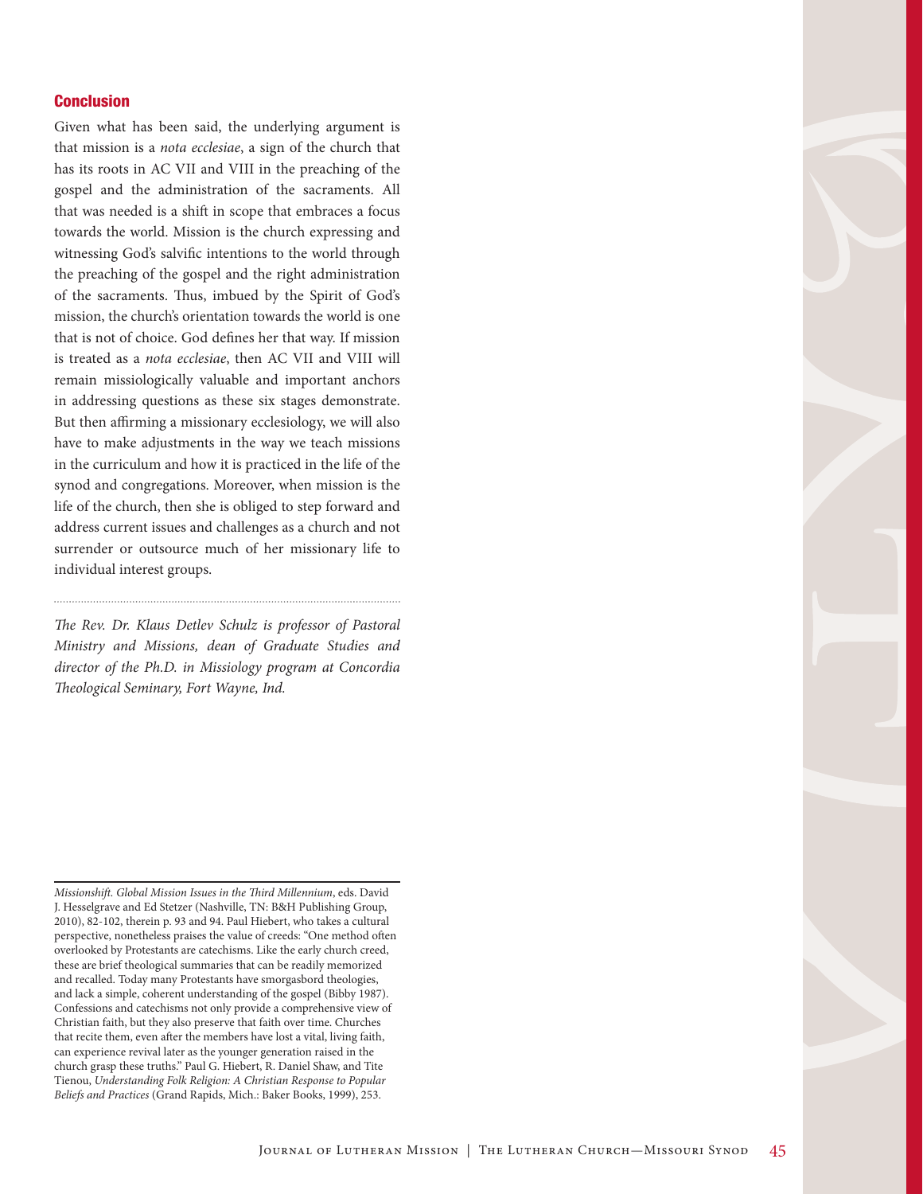## Conclusion

Given what has been said, the underlying argument is that mission is a *nota ecclesiae*, a sign of the church that has its roots in AC VII and VIII in the preaching of the gospel and the administration of the sacraments. All that was needed is a shift in scope that embraces a focus towards the world. Mission is the church expressing and witnessing God's salvific intentions to the world through the preaching of the gospel and the right administration of the sacraments. Thus, imbued by the Spirit of God's mission, the church's orientation towards the world is one that is not of choice. God defines her that way. If mission is treated as a *nota ecclesiae*, then AC VII and VIII will remain missiologically valuable and important anchors in addressing questions as these six stages demonstrate. But then affirming a missionary ecclesiology, we will also have to make adjustments in the way we teach missions in the curriculum and how it is practiced in the life of the synod and congregations. Moreover, when mission is the life of the church, then she is obliged to step forward and address current issues and challenges as a church and not surrender or outsource much of her missionary life to individual interest groups.

---

*The Rev. Dr. Klaus Detlev Schulz is professor of Pastoral Ministry and Missions, dean of Graduate Studies and director of the Ph.D. in Missiology program at Concordia Theological Seminary, Fort Wayne, Ind.*

---

*Missionshift. Global Mission Issues in the Third Millennium*, eds. David J. Hesselgrave and Ed Stetzer (Nashville, TN: B&H Publishing Group, 2010), 82-102, therein p. 93 and 94. Paul Hiebert, who takes a cultural perspective, nonetheless praises the value of creeds: "One method often overlooked by Protestants are catechisms. Like the early church creed, these are brief theological summaries that can be readily memorized and recalled. Today many Protestants have smorgasbord theologies, and lack a simple, coherent understanding of the gospel (Bibby 1987). Confessions and catechisms not only provide a comprehensive view of Christian faith, but they also preserve that faith over time. Churches that recite them, even after the members have lost a vital, living faith, can experience revival later as the younger generation raised in the church grasp these truths." Paul G. Hiebert, R. Daniel Shaw, and Tite Tienou, *Understanding Folk Religion: A Christian Response to Popular Beliefs and Practices* (Grand Rapids, Mich.: Baker Books, 1999), 253.